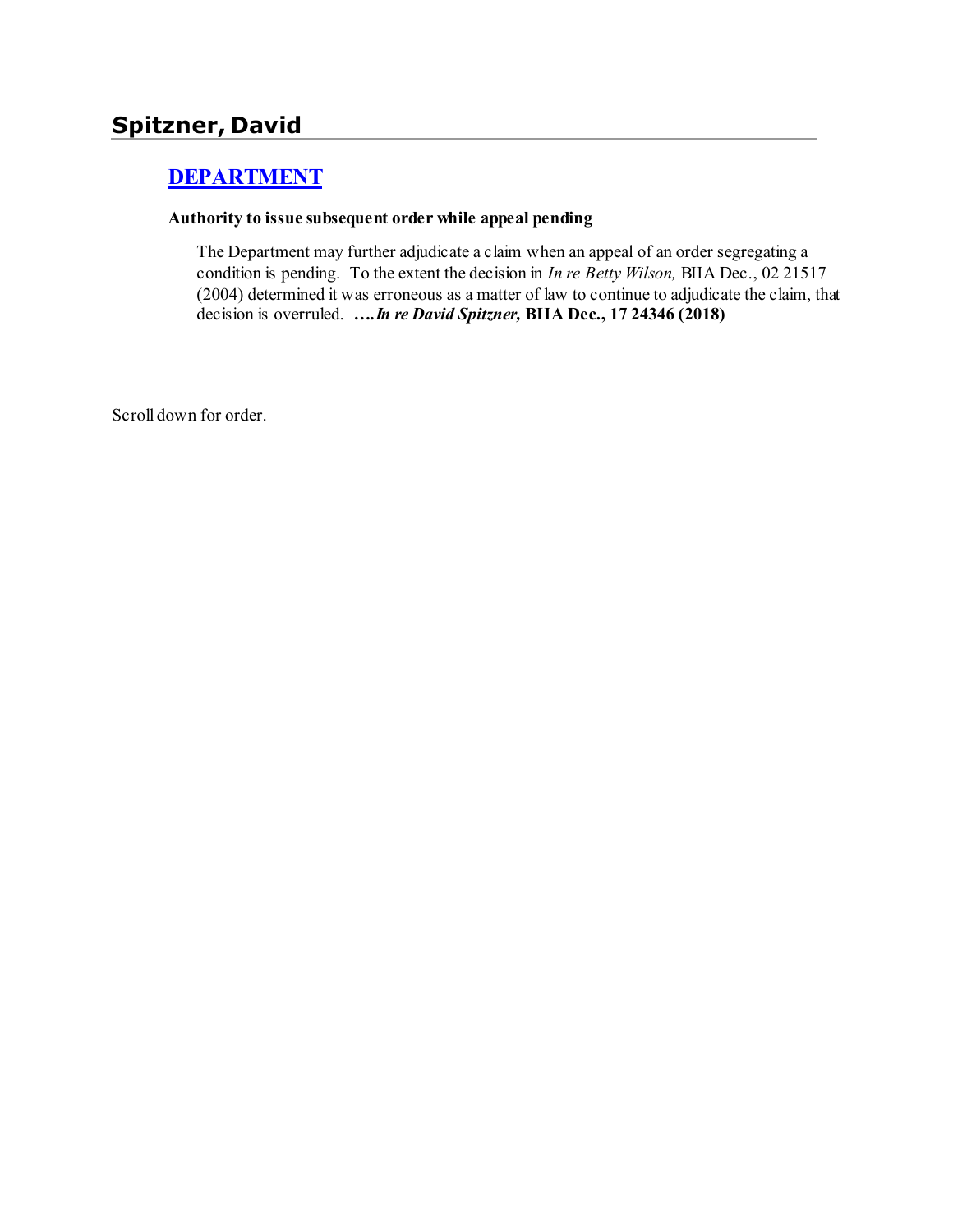## Spitzner, David

### [DEPARTMENT]

**Authority to issue subsequent order while appeal pending**

The Department may further adjudicate a claim when an appeal of an order segregating a condition is pending. To the extent the decision in *In re Betty Wilson,* BIIA Dec., 02 21517 (2004) determined it was erroneous as a matter of law to continue to adjudicate the claim, that decision is overruled. ***….In re David Spitzner,* BIIA Dec., 17 24346 (2018)**

Scroll down for order.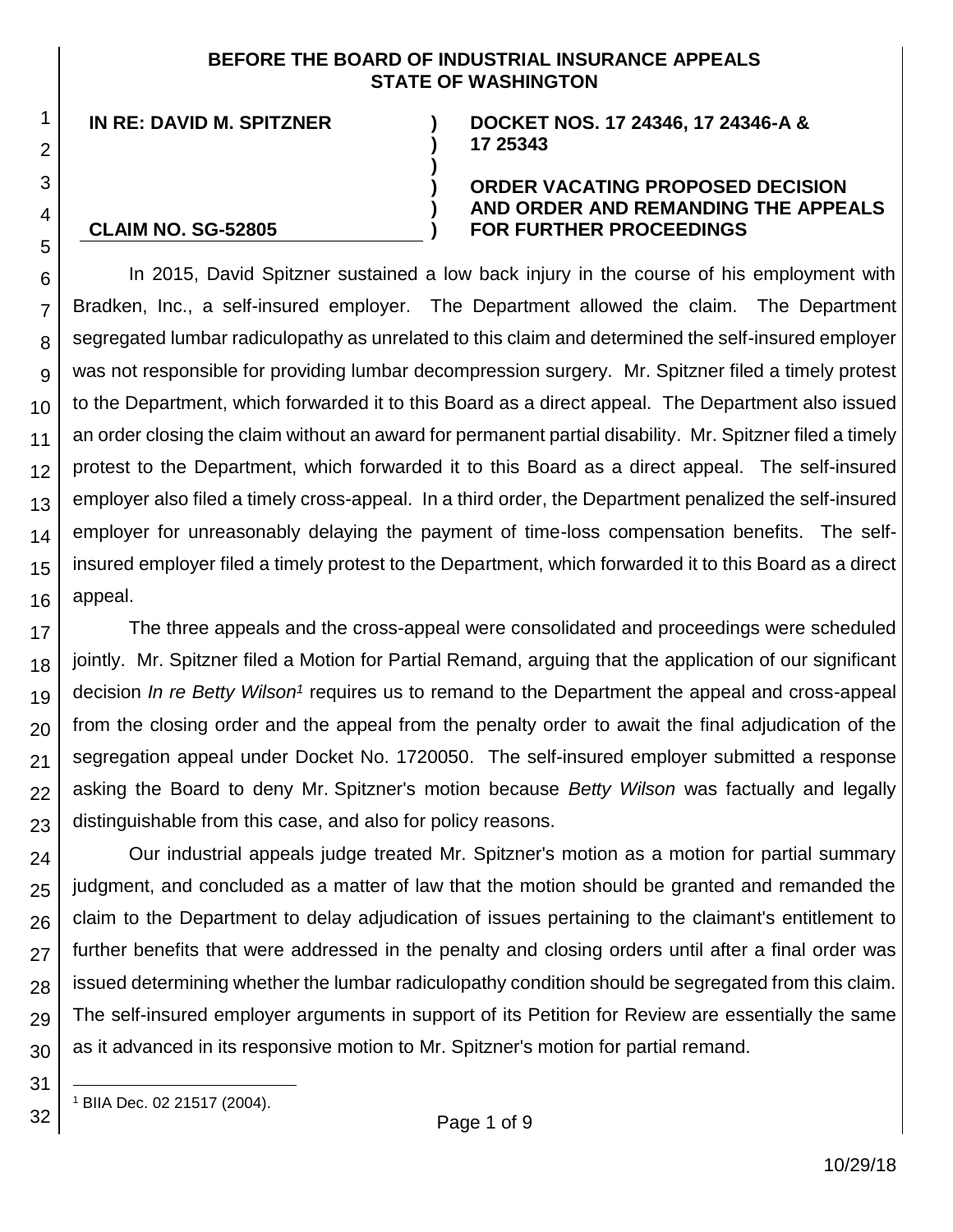**BEFORE THE BOARD OF INDUSTRIAL INSURANCE APPEALS**
**STATE OF WASHINGTON**

| | | |
|---|---|---|
| **IN RE: DAVID M. SPITZNER** | ) | **DOCKET NOS. 17 24346, 17 24346-A & 17 25343** |
| | ) | |
| | ) | **ORDER VACATING PROPOSED DECISION AND ORDER AND REMANDING THE APPEALS FOR FURTHER PROCEEDINGS** |
| **CLAIM NO. SG-52805** | ) | |

In 2015, David Spitzner sustained a low back injury in the course of his employment with Bradken, Inc., a self-insured employer. The Department allowed the claim. The Department segregated lumbar radiculopathy as unrelated to this claim and determined the self-insured employer was not responsible for providing lumbar decompression surgery. Mr. Spitzner filed a timely protest to the Department, which forwarded it to this Board as a direct appeal. The Department also issued an order closing the claim without an award for permanent partial disability. Mr. Spitzner filed a timely protest to the Department, which forwarded it to this Board as a direct appeal. The self-insured employer also filed a timely cross-appeal. In a third order, the Department penalized the self-insured employer for unreasonably delaying the payment of time-loss compensation benefits. The self-insured employer filed a timely protest to the Department, which forwarded it to this Board as a direct appeal.

The three appeals and the cross-appeal were consolidated and proceedings were scheduled jointly. Mr. Spitzner filed a Motion for Partial Remand, arguing that the application of our significant decision *In re Betty Wilson*[1] requires us to remand to the Department the appeal and cross-appeal from the closing order and the appeal from the penalty order to await the final adjudication of the segregation appeal under Docket No. 1720050. The self-insured employer submitted a response asking the Board to deny Mr. Spitzner's motion because *Betty Wilson* was factually and legally distinguishable from this case, and also for policy reasons.

Our industrial appeals judge treated Mr. Spitzner's motion as a motion for partial summary judgment, and concluded as a matter of law that the motion should be granted and remanded the claim to the Department to delay adjudication of issues pertaining to the claimant's entitlement to further benefits that were addressed in the penalty and closing orders until after a final order was issued determining whether the lumbar radiculopathy condition should be segregated from this claim. The self-insured employer arguments in support of its Petition for Review are essentially the same as it advanced in its responsive motion to Mr. Spitzner's motion for partial remand.

[1] BIIA Dec. 02 21517 (2004).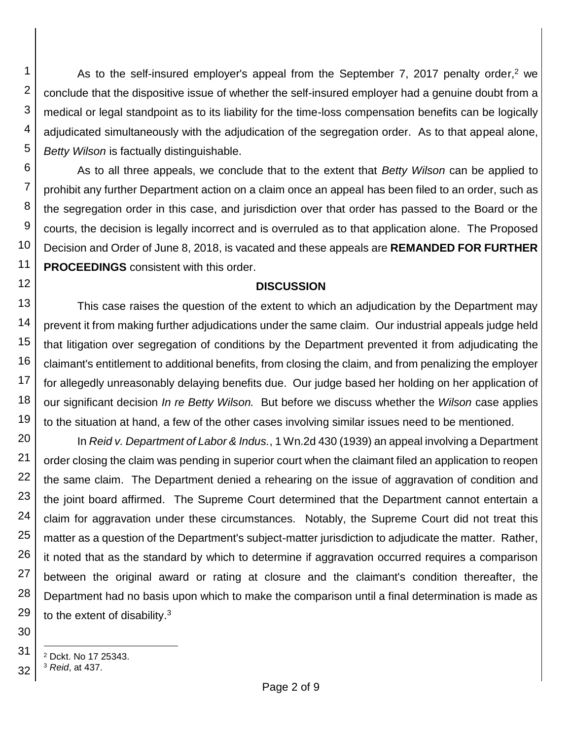As to the self-insured employer's appeal from the September 7, 2017 penalty order,[2] we conclude that the dispositive issue of whether the self-insured employer had a genuine doubt from a medical or legal standpoint as to its liability for the time-loss compensation benefits can be logically adjudicated simultaneously with the adjudication of the segregation order. As to that appeal alone, *Betty Wilson* is factually distinguishable.

As to all three appeals, we conclude that to the extent that *Betty Wilson* can be applied to prohibit any further Department action on a claim once an appeal has been filed to an order, such as the segregation order in this case, and jurisdiction over that order has passed to the Board or the courts, the decision is legally incorrect and is overruled as to that application alone. The Proposed Decision and Order of June 8, 2018, is vacated and these appeals are **REMANDED FOR FURTHER PROCEEDINGS** consistent with this order.

**DISCUSSION**

This case raises the question of the extent to which an adjudication by the Department may prevent it from making further adjudications under the same claim. Our industrial appeals judge held that litigation over segregation of conditions by the Department prevented it from adjudicating the claimant's entitlement to additional benefits, from closing the claim, and from penalizing the employer for allegedly unreasonably delaying benefits due. Our judge based her holding on her application of our significant decision *In re Betty Wilson.* But before we discuss whether the *Wilson* case applies to the situation at hand, a few of the other cases involving similar issues need to be mentioned.

In *Reid v. Department of Labor & Indus.*, 1 Wn.2d 430 (1939) an appeal involving a Department order closing the claim was pending in superior court when the claimant filed an application to reopen the same claim. The Department denied a rehearing on the issue of aggravation of condition and the joint board affirmed. The Supreme Court determined that the Department cannot entertain a claim for aggravation under these circumstances. Notably, the Supreme Court did not treat this matter as a question of the Department's subject-matter jurisdiction to adjudicate the matter. Rather, it noted that as the standard by which to determine if aggravation occurred requires a comparison between the original award or rating at closure and the claimant's condition thereafter, the Department had no basis upon which to make the comparison until a final determination is made as to the extent of disability.[3]

---

[2] Dckt. No 17 25343.

[3] *Reid*, at 437.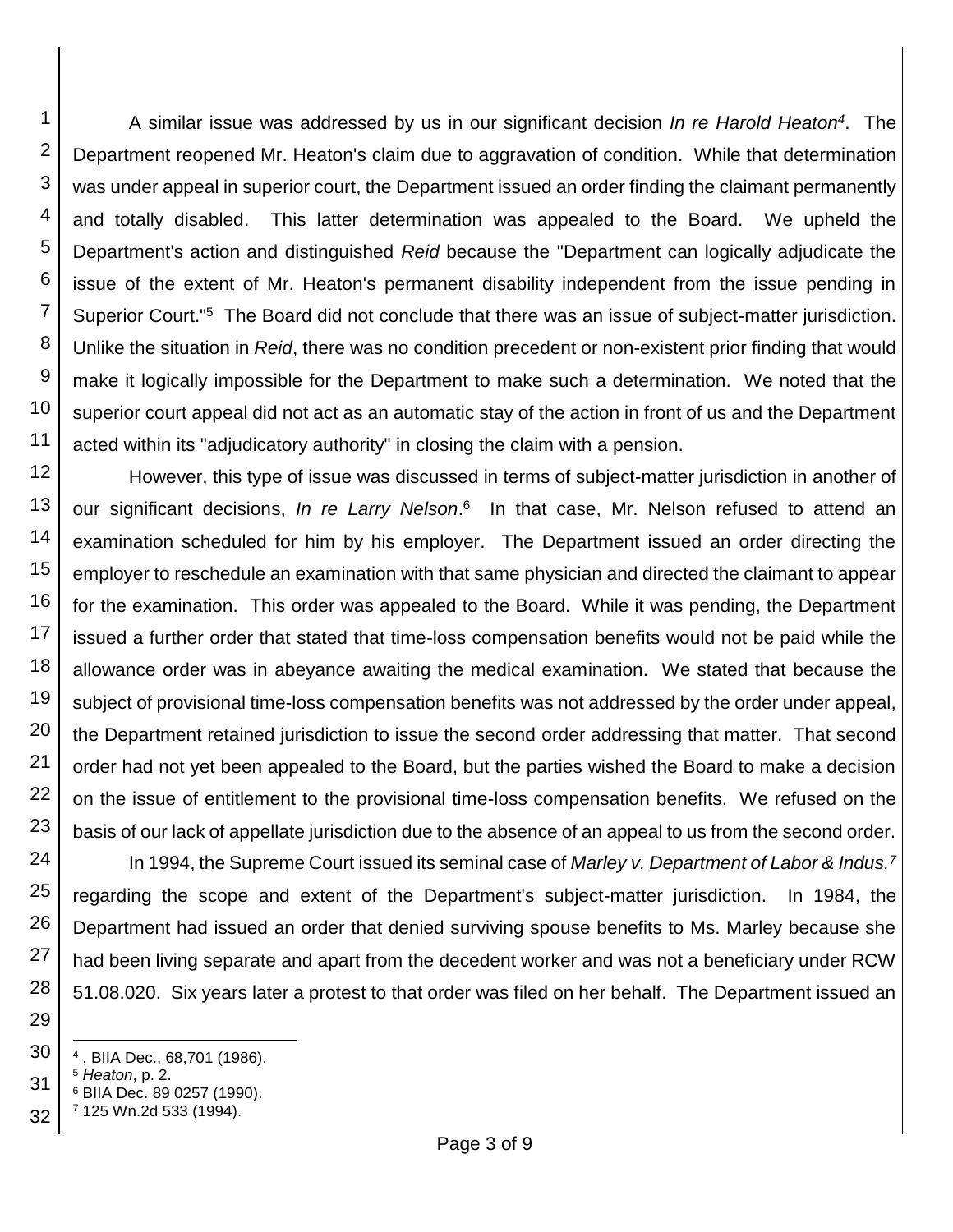A similar issue was addressed by us in our significant decision *In re Harold Heaton*[4]. The Department reopened Mr. Heaton's claim due to aggravation of condition. While that determination was under appeal in superior court, the Department issued an order finding the claimant permanently and totally disabled. This latter determination was appealed to the Board. We upheld the Department's action and distinguished *Reid* because the "Department can logically adjudicate the issue of the extent of Mr. Heaton's permanent disability independent from the issue pending in Superior Court."[5] The Board did not conclude that there was an issue of subject-matter jurisdiction. Unlike the situation in *Reid*, there was no condition precedent or non-existent prior finding that would make it logically impossible for the Department to make such a determination. We noted that the superior court appeal did not act as an automatic stay of the action in front of us and the Department acted within its "adjudicatory authority" in closing the claim with a pension.

However, this type of issue was discussed in terms of subject-matter jurisdiction in another of our significant decisions, *In re Larry Nelson*.[6] In that case, Mr. Nelson refused to attend an examination scheduled for him by his employer. The Department issued an order directing the employer to reschedule an examination with that same physician and directed the claimant to appear for the examination. This order was appealed to the Board. While it was pending, the Department issued a further order that stated that time-loss compensation benefits would not be paid while the allowance order was in abeyance awaiting the medical examination. We stated that because the subject of provisional time-loss compensation benefits was not addressed by the order under appeal, the Department retained jurisdiction to issue the second order addressing that matter. That second order had not yet been appealed to the Board, but the parties wished the Board to make a decision on the issue of entitlement to the provisional time-loss compensation benefits. We refused on the basis of our lack of appellate jurisdiction due to the absence of an appeal to us from the second order.

In 1994, the Supreme Court issued its seminal case of *Marley v. Department of Labor & Indus.*[7] regarding the scope and extent of the Department's subject-matter jurisdiction. In 1984, the Department had issued an order that denied surviving spouse benefits to Ms. Marley because she had been living separate and apart from the decedent worker and was not a beneficiary under RCW 51.08.020. Six years later a protest to that order was filed on her behalf. The Department issued an

---

[4] , BIIA Dec., 68,701 (1986).

[5] *Heaton*, p. 2.

[6] BIIA Dec. 89 0257 (1990).

[7] 125 Wn.2d 533 (1994).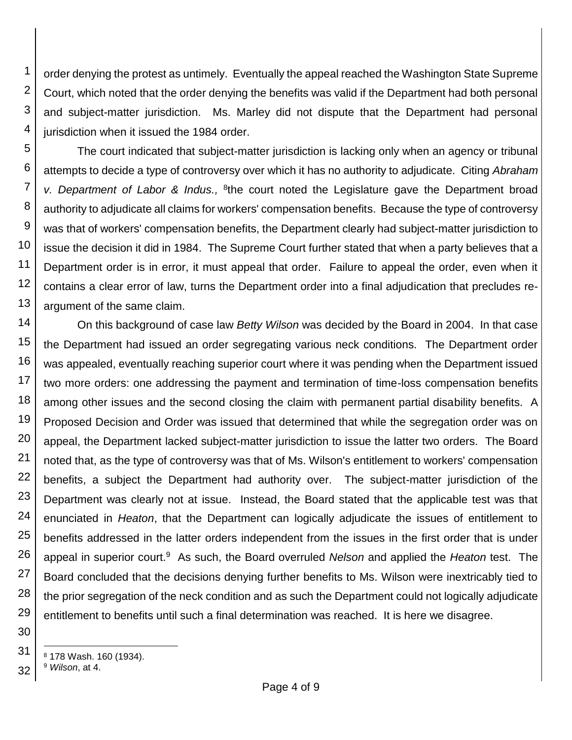order denying the protest as untimely. Eventually the appeal reached the Washington State Supreme Court, which noted that the order denying the benefits was valid if the Department had both personal and subject-matter jurisdiction. Ms. Marley did not dispute that the Department had personal jurisdiction when it issued the 1984 order.

The court indicated that subject-matter jurisdiction is lacking only when an agency or tribunal attempts to decide a type of controversy over which it has no authority to adjudicate. Citing *Abraham v. Department of Labor & Indus.,* [8]the court noted the Legislature gave the Department broad authority to adjudicate all claims for workers' compensation benefits. Because the type of controversy was that of workers' compensation benefits, the Department clearly had subject-matter jurisdiction to issue the decision it did in 1984. The Supreme Court further stated that when a party believes that a Department order is in error, it must appeal that order. Failure to appeal the order, even when it contains a clear error of law, turns the Department order into a final adjudication that precludes re-argument of the same claim.

On this background of case law *Betty Wilson* was decided by the Board in 2004. In that case the Department had issued an order segregating various neck conditions. The Department order was appealed, eventually reaching superior court where it was pending when the Department issued two more orders: one addressing the payment and termination of time-loss compensation benefits among other issues and the second closing the claim with permanent partial disability benefits. A Proposed Decision and Order was issued that determined that while the segregation order was on appeal, the Department lacked subject-matter jurisdiction to issue the latter two orders. The Board noted that, as the type of controversy was that of Ms. Wilson's entitlement to workers' compensation benefits, a subject the Department had authority over. The subject-matter jurisdiction of the Department was clearly not at issue. Instead, the Board stated that the applicable test was that enunciated in *Heaton*, that the Department can logically adjudicate the issues of entitlement to benefits addressed in the latter orders independent from the issues in the first order that is under appeal in superior court.[9] As such, the Board overruled *Nelson* and applied the *Heaton* test. The Board concluded that the decisions denying further benefits to Ms. Wilson were inextricably tied to the prior segregation of the neck condition and as such the Department could not logically adjudicate entitlement to benefits until such a final determination was reached. It is here we disagree.

---

[8] 178 Wash. 160 (1934).

[9] *Wilson*, at 4.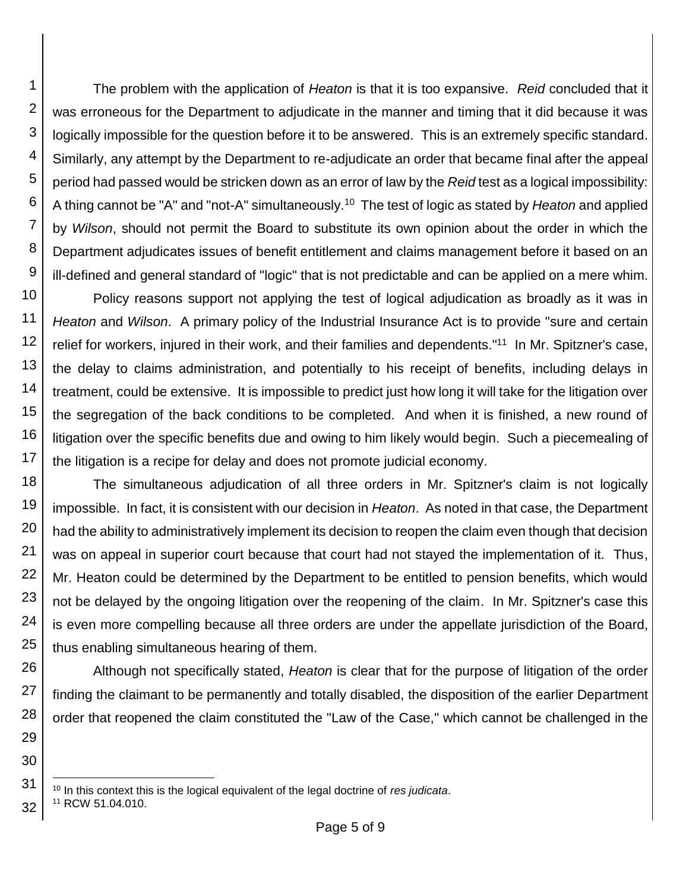The problem with the application of *Heaton* is that it is too expansive. *Reid* concluded that it was erroneous for the Department to adjudicate in the manner and timing that it did because it was logically impossible for the question before it to be answered. This is an extremely specific standard. Similarly, any attempt by the Department to re-adjudicate an order that became final after the appeal period had passed would be stricken down as an error of law by the *Reid* test as a logical impossibility: A thing cannot be "A" and "not-A" simultaneously.[10] The test of logic as stated by *Heaton* and applied by *Wilson*, should not permit the Board to substitute its own opinion about the order in which the Department adjudicates issues of benefit entitlement and claims management before it based on an ill-defined and general standard of "logic" that is not predictable and can be applied on a mere whim.

Policy reasons support not applying the test of logical adjudication as broadly as it was in *Heaton* and *Wilson*. A primary policy of the Industrial Insurance Act is to provide "sure and certain relief for workers, injured in their work, and their families and dependents."[11] In Mr. Spitzner's case, the delay to claims administration, and potentially to his receipt of benefits, including delays in treatment, could be extensive. It is impossible to predict just how long it will take for the litigation over the segregation of the back conditions to be completed. And when it is finished, a new round of litigation over the specific benefits due and owing to him likely would begin. Such a piecemealing of the litigation is a recipe for delay and does not promote judicial economy.

The simultaneous adjudication of all three orders in Mr. Spitzner's claim is not logically impossible. In fact, it is consistent with our decision in *Heaton*. As noted in that case, the Department had the ability to administratively implement its decision to reopen the claim even though that decision was on appeal in superior court because that court had not stayed the implementation of it. Thus, Mr. Heaton could be determined by the Department to be entitled to pension benefits, which would not be delayed by the ongoing litigation over the reopening of the claim. In Mr. Spitzner's case this is even more compelling because all three orders are under the appellate jurisdiction of the Board, thus enabling simultaneous hearing of them.

Although not specifically stated, *Heaton* is clear that for the purpose of litigation of the order finding the claimant to be permanently and totally disabled, the disposition of the earlier Department order that reopened the claim constituted the "Law of the Case," which cannot be challenged in the

---

[10] In this context this is the logical equivalent of the legal doctrine of *res judicata*.

[11] RCW 51.04.010.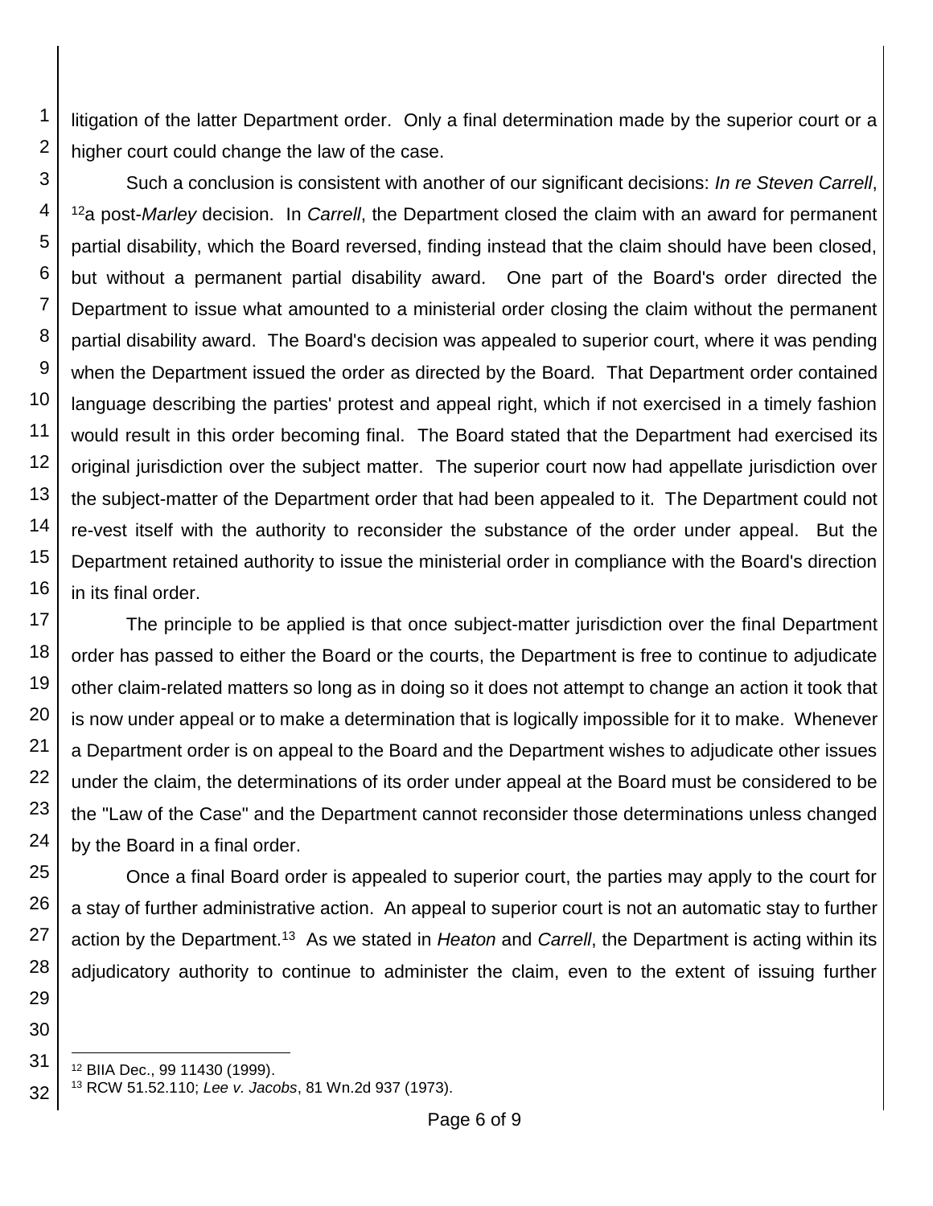litigation of the latter Department order. Only a final determination made by the superior court or a higher court could change the law of the case.

Such a conclusion is consistent with another of our significant decisions: *In re Steven Carrell*,[12] a post-*Marley* decision. In *Carrell*, the Department closed the claim with an award for permanent partial disability, which the Board reversed, finding instead that the claim should have been closed, but without a permanent partial disability award. One part of the Board's order directed the Department to issue what amounted to a ministerial order closing the claim without the permanent partial disability award. The Board's decision was appealed to superior court, where it was pending when the Department issued the order as directed by the Board. That Department order contained language describing the parties' protest and appeal right, which if not exercised in a timely fashion would result in this order becoming final. The Board stated that the Department had exercised its original jurisdiction over the subject matter. The superior court now had appellate jurisdiction over the subject-matter of the Department order that had been appealed to it. The Department could not re-vest itself with the authority to reconsider the substance of the order under appeal. But the Department retained authority to issue the ministerial order in compliance with the Board's direction in its final order.

The principle to be applied is that once subject-matter jurisdiction over the final Department order has passed to either the Board or the courts, the Department is free to continue to adjudicate other claim-related matters so long as in doing so it does not attempt to change an action it took that is now under appeal or to make a determination that is logically impossible for it to make. Whenever a Department order is on appeal to the Board and the Department wishes to adjudicate other issues under the claim, the determinations of its order under appeal at the Board must be considered to be the "Law of the Case" and the Department cannot reconsider those determinations unless changed by the Board in a final order.

Once a final Board order is appealed to superior court, the parties may apply to the court for a stay of further administrative action. An appeal to superior court is not an automatic stay to further action by the Department.[13] As we stated in *Heaton* and *Carrell*, the Department is acting within its adjudicatory authority to continue to administer the claim, even to the extent of issuing further

---

[12] BIIA Dec., 99 11430 (1999).

[13] RCW 51.52.110; *Lee v. Jacobs*, 81 Wn.2d 937 (1973).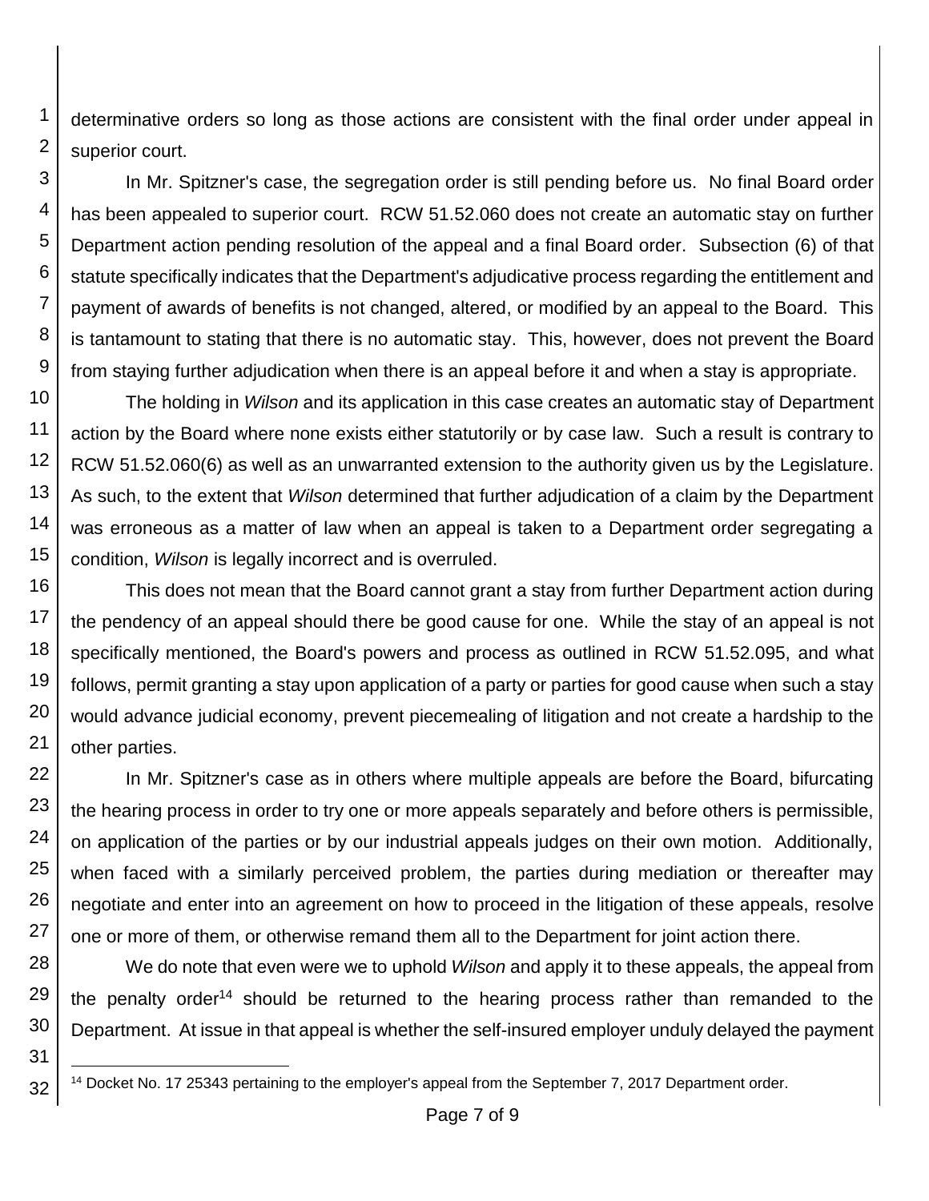determinative orders so long as those actions are consistent with the final order under appeal in superior court.

In Mr. Spitzner's case, the segregation order is still pending before us. No final Board order has been appealed to superior court. RCW 51.52.060 does not create an automatic stay on further Department action pending resolution of the appeal and a final Board order. Subsection (6) of that statute specifically indicates that the Department's adjudicative process regarding the entitlement and payment of awards of benefits is not changed, altered, or modified by an appeal to the Board. This is tantamount to stating that there is no automatic stay. This, however, does not prevent the Board from staying further adjudication when there is an appeal before it and when a stay is appropriate.

The holding in *Wilson* and its application in this case creates an automatic stay of Department action by the Board where none exists either statutorily or by case law. Such a result is contrary to RCW 51.52.060(6) as well as an unwarranted extension to the authority given us by the Legislature. As such, to the extent that *Wilson* determined that further adjudication of a claim by the Department was erroneous as a matter of law when an appeal is taken to a Department order segregating a condition, *Wilson* is legally incorrect and is overruled.

This does not mean that the Board cannot grant a stay from further Department action during the pendency of an appeal should there be good cause for one. While the stay of an appeal is not specifically mentioned, the Board's powers and process as outlined in RCW 51.52.095, and what follows, permit granting a stay upon application of a party or parties for good cause when such a stay would advance judicial economy, prevent piecemealing of litigation and not create a hardship to the other parties.

In Mr. Spitzner's case as in others where multiple appeals are before the Board, bifurcating the hearing process in order to try one or more appeals separately and before others is permissible, on application of the parties or by our industrial appeals judges on their own motion. Additionally, when faced with a similarly perceived problem, the parties during mediation or thereafter may negotiate and enter into an agreement on how to proceed in the litigation of these appeals, resolve one or more of them, or otherwise remand them all to the Department for joint action there.

We do note that even were we to uphold *Wilson* and apply it to these appeals, the appeal from the penalty order[14] should be returned to the hearing process rather than remanded to the Department. At issue in that appeal is whether the self-insured employer unduly delayed the payment

[14] Docket No. 17 25343 pertaining to the employer's appeal from the September 7, 2017 Department order.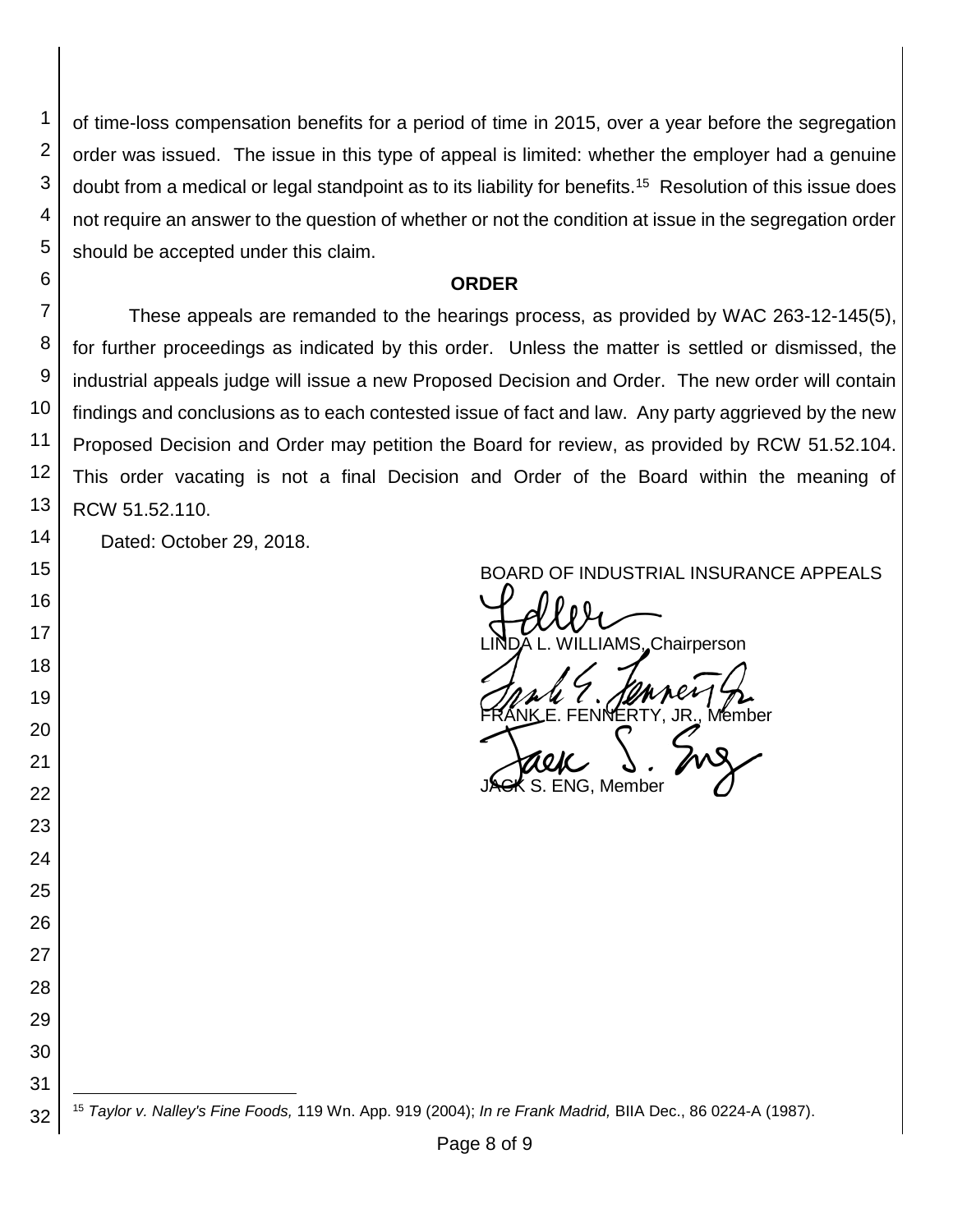of time-loss compensation benefits for a period of time in 2015, over a year before the segregation order was issued. The issue in this type of appeal is limited: whether the employer had a genuine doubt from a medical or legal standpoint as to its liability for benefits.[15] Resolution of this issue does not require an answer to the question of whether or not the condition at issue in the segregation order should be accepted under this claim.

## ORDER

These appeals are remanded to the hearings process, as provided by WAC 263-12-145(5), for further proceedings as indicated by this order. Unless the matter is settled or dismissed, the industrial appeals judge will issue a new Proposed Decision and Order. The new order will contain findings and conclusions as to each contested issue of fact and law. Any party aggrieved by the new Proposed Decision and Order may petition the Board for review, as provided by RCW 51.52.104. This order vacating is not a final Decision and Order of the Board within the meaning of RCW 51.52.110.

Dated: October 29, 2018.

BOARD OF INDUSTRIAL INSURANCE APPEALS

LINDA L. WILLIAMS, Chairperson

FRANK E. FENNERTY, JR., Member

JACK S. ENG, Member

---

[15] *Taylor v. Nalley's Fine Foods,* 119 Wn. App. 919 (2004); *In re Frank Madrid,* BIIA Dec., 86 0224-A (1987).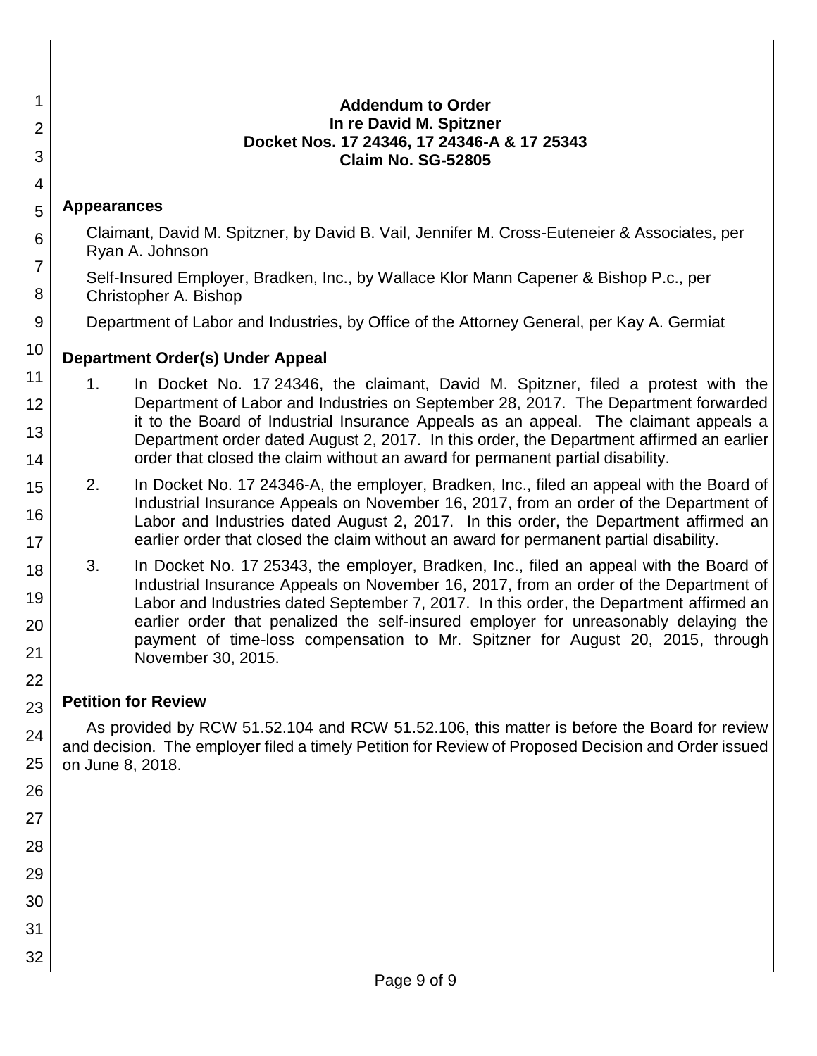**Addendum to Order**
**In re David M. Spitzner**
**Docket Nos. 17 24346, 17 24346-A & 17 25343**
**Claim No. SG-52805**

## Appearances

Claimant, David M. Spitzner, by David B. Vail, Jennifer M. Cross-Euteneier & Associates, per Ryan A. Johnson

Self-Insured Employer, Bradken, Inc., by Wallace Klor Mann Capener & Bishop P.c., per Christopher A. Bishop

Department of Labor and Industries, by Office of the Attorney General, per Kay A. Germiat

## Department Order(s) Under Appeal

1. In Docket No. 17 24346, the claimant, David M. Spitzner, filed a protest with the Department of Labor and Industries on September 28, 2017. The Department forwarded it to the Board of Industrial Insurance Appeals as an appeal. The claimant appeals a Department order dated August 2, 2017. In this order, the Department affirmed an earlier order that closed the claim without an award for permanent partial disability.

2. In Docket No. 17 24346-A, the employer, Bradken, Inc., filed an appeal with the Board of Industrial Insurance Appeals on November 16, 2017, from an order of the Department of Labor and Industries dated August 2, 2017. In this order, the Department affirmed an earlier order that closed the claim without an award for permanent partial disability.

3. In Docket No. 17 25343, the employer, Bradken, Inc., filed an appeal with the Board of Industrial Insurance Appeals on November 16, 2017, from an order of the Department of Labor and Industries dated September 7, 2017. In this order, the Department affirmed an earlier order that penalized the self-insured employer for unreasonably delaying the payment of time-loss compensation to Mr. Spitzner for August 20, 2015, through November 30, 2015.

## Petition for Review

As provided by RCW 51.52.104 and RCW 51.52.106, this matter is before the Board for review and decision. The employer filed a timely Petition for Review of Proposed Decision and Order issued on June 8, 2018.